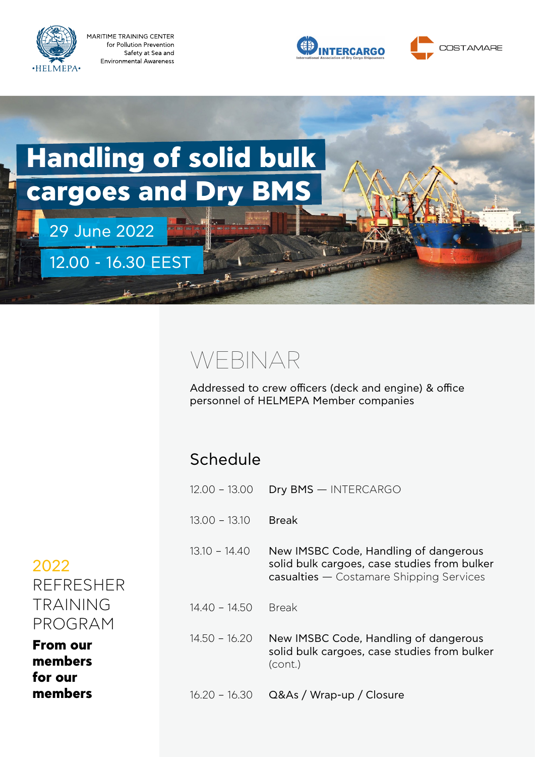MARITIME TRAINING CENTER
for Pollution Prevention
Safety at Sea and
Environmental Awareness

HELMEPA

INTERCARGO
International Association of Dry Cargo Shipowners

COSTAMARE

# Handling of solid bulk cargoes and Dry BMS

29 June 2022

12.00 - 16.30 EEST

## WEBINAR

Addressed to crew officers (deck and engine) & office personnel of HELMEPA Member companies

### Schedule

| | |
|---|---|
| 12.00 – 13.00 | Dry BMS — INTERCARGO |
| 13.00 – 13.10 | Break |
| 13.10 – 14.40 | New IMSBC Code, Handling of dangerous solid bulk cargoes, case studies from bulker casualties — Costamare Shipping Services |
| 14.40 – 14.50 | Break |
| 14.50 – 16.20 | New IMSBC Code, Handling of dangerous solid bulk cargoes, case studies from bulker (cont.) |
| 16.20 – 16.30 | Q&As / Wrap-up / Closure |

2022
REFRESHER
TRAINING
PROGRAM

**From our members for our members**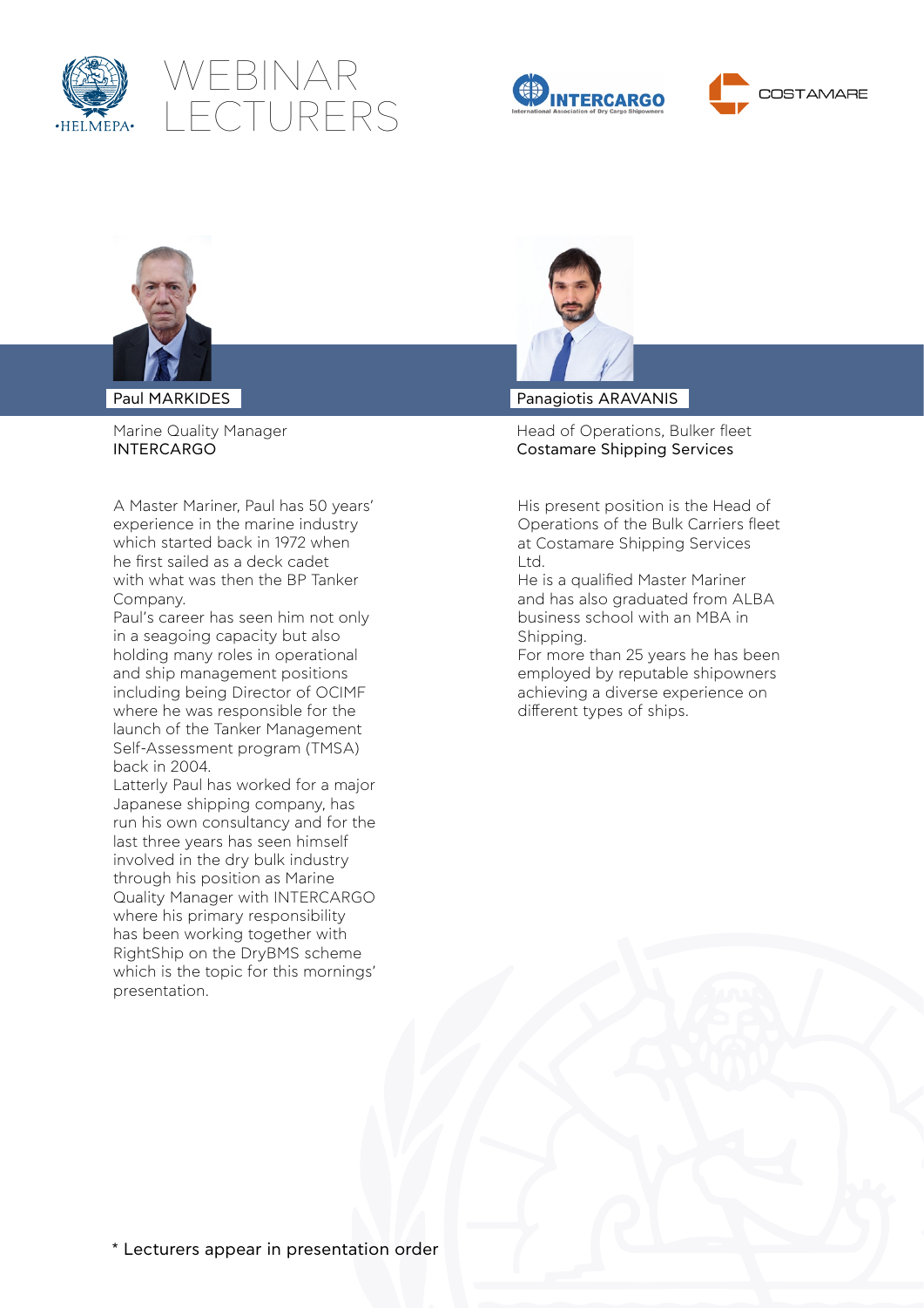# WEBINAR LECTURERS

## Paul MARKIDES

Marine Quality Manager
INTERCARGO

A Master Mariner, Paul has 50 years' experience in the marine industry which started back in 1972 when he first sailed as a deck cadet with what was then the BP Tanker Company.
Paul's career has seen him not only in a seagoing capacity but also holding many roles in operational and ship management positions including being Director of OCIMF where he was responsible for the launch of the Tanker Management Self-Assessment program (TMSA) back in 2004.
Latterly Paul has worked for a major Japanese shipping company, has run his own consultancy and for the last three years has seen himself involved in the dry bulk industry through his position as Marine Quality Manager with INTERCARGO where his primary responsibility has been working together with RightShip on the DryBMS scheme which is the topic for this mornings' presentation.

## Panagiotis ARAVANIS

Head of Operations, Bulker fleet
Costamare Shipping Services

His present position is the Head of Operations of the Bulk Carriers fleet at Costamare Shipping Services Ltd.
He is a qualified Master Mariner and has also graduated from ALBA business school with an MBA in Shipping.
For more than 25 years he has been employed by reputable shipowners achieving a diverse experience on different types of ships.

* Lecturers appear in presentation order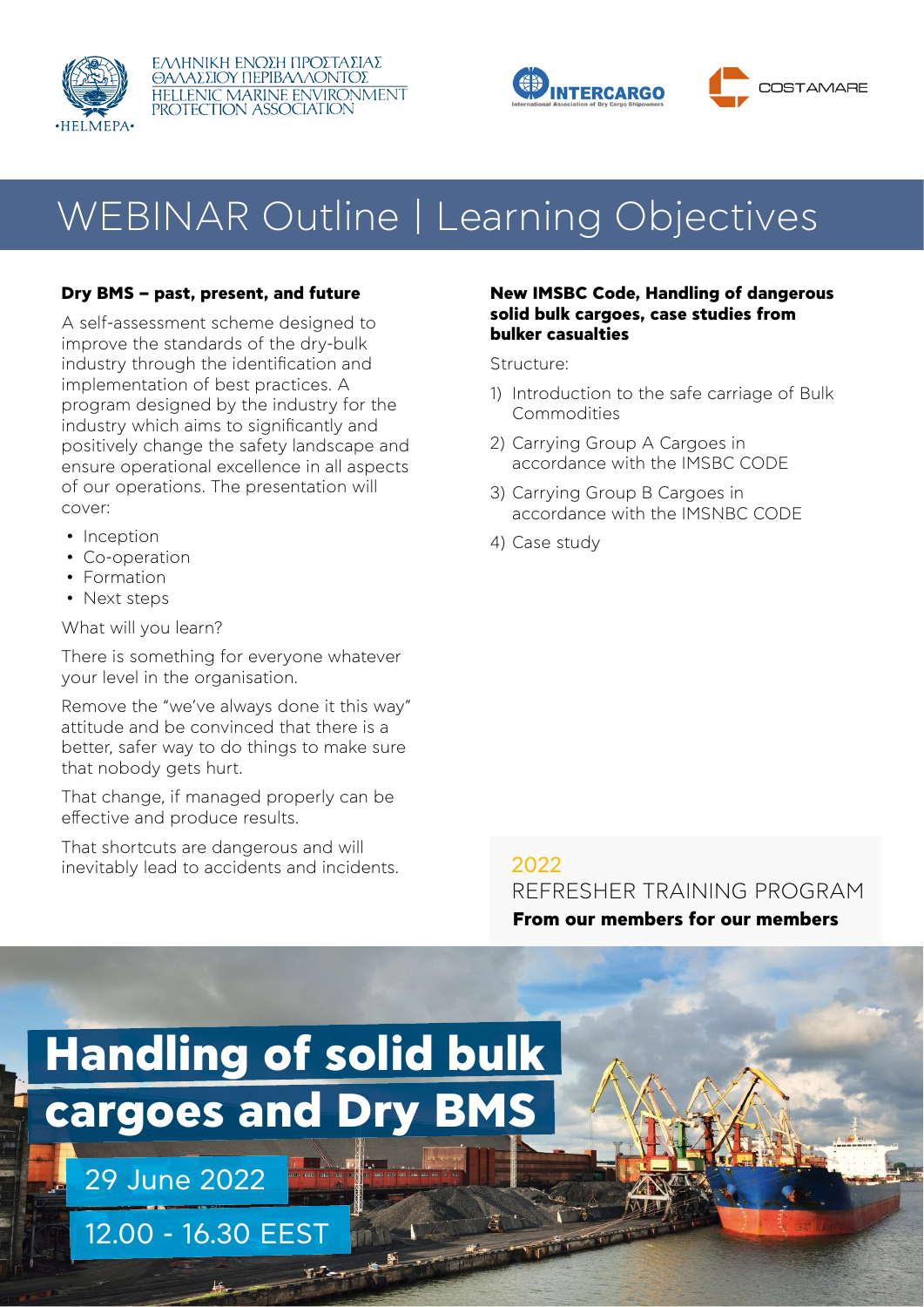ΕΛΛΗΝΙΚΗ ΕΝΩΣΗ ΠΡΟΣΤΑΣΙΑΣ ΘΑΛΑΣΣΙΟΥ ΠΕΡΙΒΑΛΛΟΝΤΟΣ
HELLENIC MARINE ENVIRONMENT PROTECTION ASSOCIATION

•HELMEPA•

INTERCARGO
International Association of Dry Cargo Shipowners

COSTAMARE

# WEBINAR Outline | Learning Objectives

**Dry BMS – past, present, and future**

A self-assessment scheme designed to improve the standards of the dry-bulk industry through the identification and implementation of best practices. A program designed by the industry for the industry which aims to significantly and positively change the safety landscape and ensure operational excellence in all aspects of our operations. The presentation will cover:

- Inception
- Co-operation
- Formation
- Next steps

What will you learn?

There is something for everyone whatever your level in the organisation.

Remove the "we've always done it this way" attitude and be convinced that there is a better, safer way to do things to make sure that nobody gets hurt.

That change, if managed properly can be effective and produce results.

That shortcuts are dangerous and will inevitably lead to accidents and incidents.

**New IMSBC Code, Handling of dangerous solid bulk cargoes, case studies from bulker casualties**

Structure:

1) Introduction to the safe carriage of Bulk Commodities
2) Carrying Group A Cargoes in accordance with the IMSBC CODE
3) Carrying Group B Cargoes in accordance with the IMSNBC CODE
4) Case study

2022
REFRESHER TRAINING PROGRAM
**From our members for our members**

# Handling of solid bulk cargoes and Dry BMS

29 June 2022

12.00 - 16.30 EEST